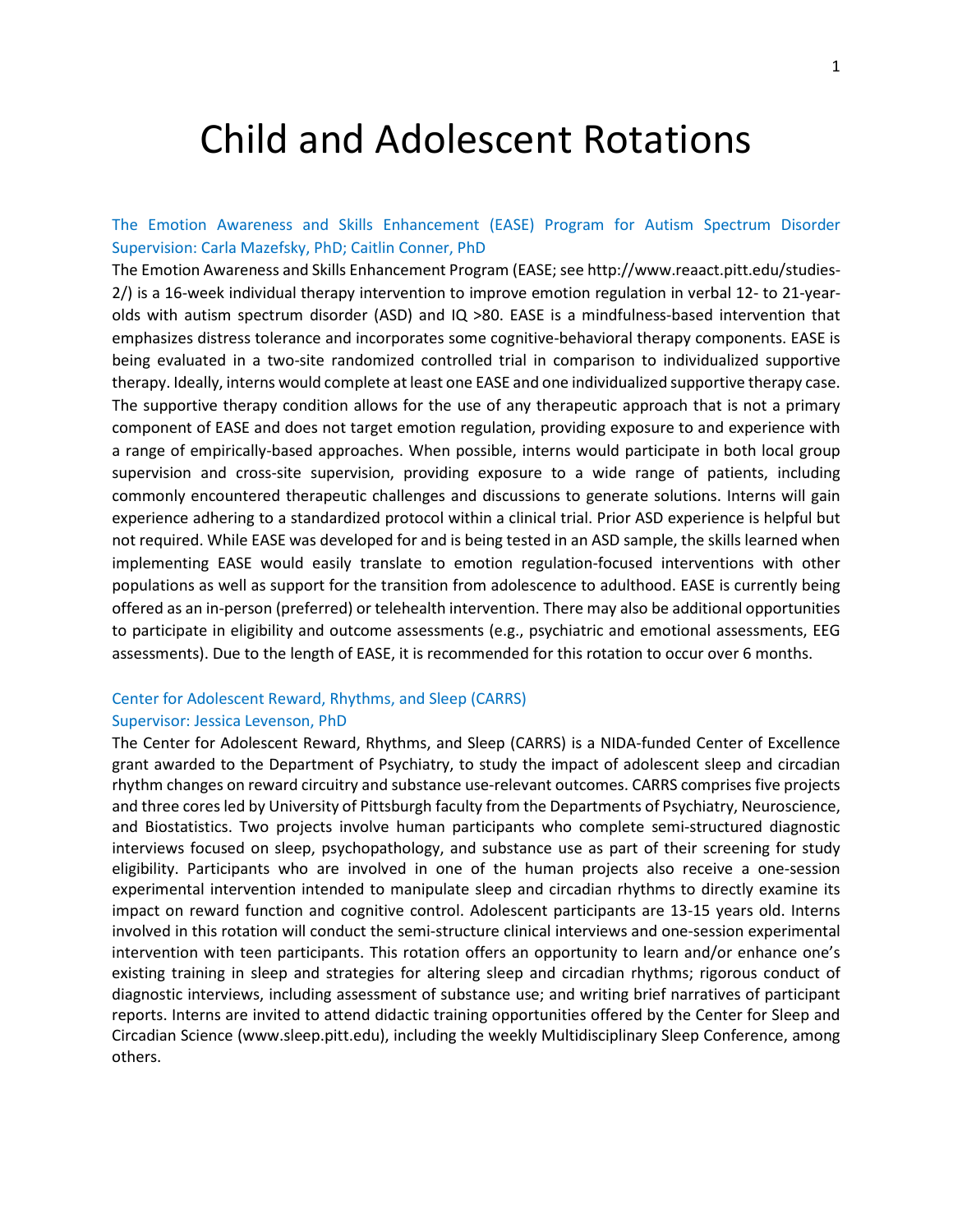# Child and Adolescent Rotations

## The Emotion Awareness and Skills Enhancement (EASE) Program for Autism Spectrum Disorder
## Supervision: Carla Mazefsky, PhD; Caitlin Conner, PhD

The Emotion Awareness and Skills Enhancement Program (EASE; see http://www.reaact.pitt.edu/studies-2/) is a 16-week individual therapy intervention to improve emotion regulation in verbal 12- to 21-year-olds with autism spectrum disorder (ASD) and IQ >80. EASE is a mindfulness-based intervention that emphasizes distress tolerance and incorporates some cognitive-behavioral therapy components. EASE is being evaluated in a two-site randomized controlled trial in comparison to individualized supportive therapy. Ideally, interns would complete at least one EASE and one individualized supportive therapy case. The supportive therapy condition allows for the use of any therapeutic approach that is not a primary component of EASE and does not target emotion regulation, providing exposure to and experience with a range of empirically-based approaches. When possible, interns would participate in both local group supervision and cross-site supervision, providing exposure to a wide range of patients, including commonly encountered therapeutic challenges and discussions to generate solutions. Interns will gain experience adhering to a standardized protocol within a clinical trial. Prior ASD experience is helpful but not required. While EASE was developed for and is being tested in an ASD sample, the skills learned when implementing EASE would easily translate to emotion regulation-focused interventions with other populations as well as support for the transition from adolescence to adulthood. EASE is currently being offered as an in-person (preferred) or telehealth intervention. There may also be additional opportunities to participate in eligibility and outcome assessments (e.g., psychiatric and emotional assessments, EEG assessments). Due to the length of EASE, it is recommended for this rotation to occur over 6 months.

## Center for Adolescent Reward, Rhythms, and Sleep (CARRS)
## Supervisor: Jessica Levenson, PhD

The Center for Adolescent Reward, Rhythms, and Sleep (CARRS) is a NIDA-funded Center of Excellence grant awarded to the Department of Psychiatry, to study the impact of adolescent sleep and circadian rhythm changes on reward circuitry and substance use-relevant outcomes. CARRS comprises five projects and three cores led by University of Pittsburgh faculty from the Departments of Psychiatry, Neuroscience, and Biostatistics. Two projects involve human participants who complete semi-structured diagnostic interviews focused on sleep, psychopathology, and substance use as part of their screening for study eligibility. Participants who are involved in one of the human projects also receive a one-session experimental intervention intended to manipulate sleep and circadian rhythms to directly examine its impact on reward function and cognitive control. Adolescent participants are 13-15 years old. Interns involved in this rotation will conduct the semi-structure clinical interviews and one-session experimental intervention with teen participants. This rotation offers an opportunity to learn and/or enhance one's existing training in sleep and strategies for altering sleep and circadian rhythms; rigorous conduct of diagnostic interviews, including assessment of substance use; and writing brief narratives of participant reports. Interns are invited to attend didactic training opportunities offered by the Center for Sleep and Circadian Science (www.sleep.pitt.edu), including the weekly Multidisciplinary Sleep Conference, among others.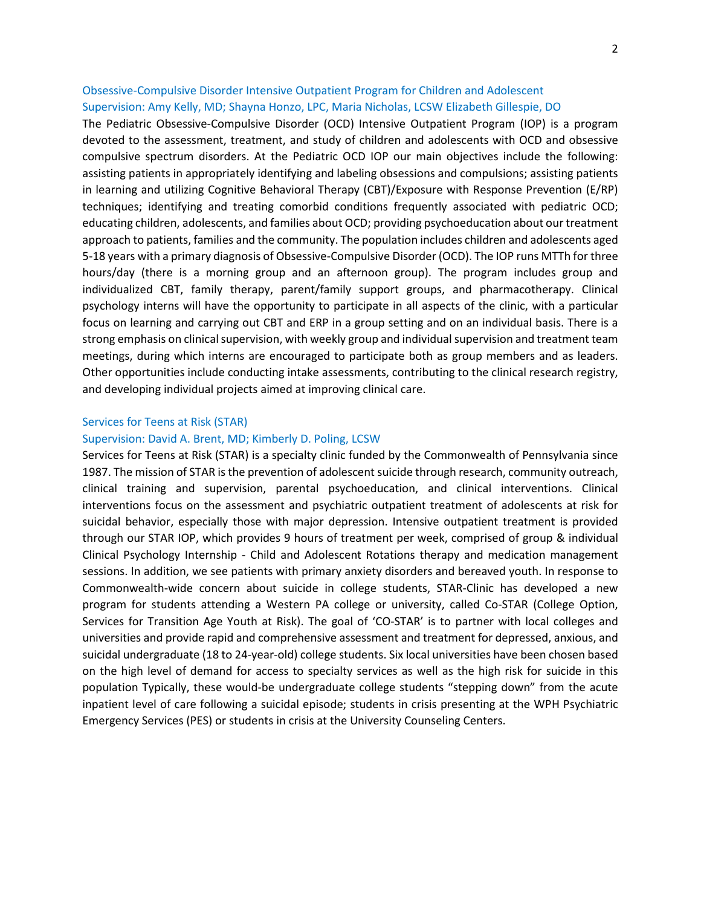### Obsessive-Compulsive Disorder Intensive Outpatient Program for Children and Adolescent
Supervision: Amy Kelly, MD; Shayna Honzo, LPC, Maria Nicholas, LCSW Elizabeth Gillespie, DO

The Pediatric Obsessive-Compulsive Disorder (OCD) Intensive Outpatient Program (IOP) is a program devoted to the assessment, treatment, and study of children and adolescents with OCD and obsessive compulsive spectrum disorders. At the Pediatric OCD IOP our main objectives include the following: assisting patients in appropriately identifying and labeling obsessions and compulsions; assisting patients in learning and utilizing Cognitive Behavioral Therapy (CBT)/Exposure with Response Prevention (E/RP) techniques; identifying and treating comorbid conditions frequently associated with pediatric OCD; educating children, adolescents, and families about OCD; providing psychoeducation about our treatment approach to patients, families and the community. The population includes children and adolescents aged 5-18 years with a primary diagnosis of Obsessive-Compulsive Disorder (OCD). The IOP runs MTTh for three hours/day (there is a morning group and an afternoon group). The program includes group and individualized CBT, family therapy, parent/family support groups, and pharmacotherapy. Clinical psychology interns will have the opportunity to participate in all aspects of the clinic, with a particular focus on learning and carrying out CBT and ERP in a group setting and on an individual basis. There is a strong emphasis on clinical supervision, with weekly group and individual supervision and treatment team meetings, during which interns are encouraged to participate both as group members and as leaders. Other opportunities include conducting intake assessments, contributing to the clinical research registry, and developing individual projects aimed at improving clinical care.

### Services for Teens at Risk (STAR)
Supervision: David A. Brent, MD; Kimberly D. Poling, LCSW

Services for Teens at Risk (STAR) is a specialty clinic funded by the Commonwealth of Pennsylvania since 1987. The mission of STAR is the prevention of adolescent suicide through research, community outreach, clinical training and supervision, parental psychoeducation, and clinical interventions. Clinical interventions focus on the assessment and psychiatric outpatient treatment of adolescents at risk for suicidal behavior, especially those with major depression. Intensive outpatient treatment is provided through our STAR IOP, which provides 9 hours of treatment per week, comprised of group & individual therapy and medication management sessions. In addition, we see patients with primary anxiety disorders and bereaved youth. In response to Commonwealth-wide concern about suicide in college students, STAR-Clinic has developed a new program for students attending a Western PA college or university, called Co-STAR (College Option, Services for Transition Age Youth at Risk). The goal of 'CO-STAR' is to partner with local colleges and universities and provide rapid and comprehensive assessment and treatment for depressed, anxious, and suicidal undergraduate (18 to 24-year-old) college students. Six local universities have been chosen based on the high level of demand for access to specialty services as well as the high risk for suicide in this population Typically, these would-be undergraduate college students "stepping down" from the acute inpatient level of care following a suicidal episode; students in crisis presenting at the WPH Psychiatric Emergency Services (PES) or students in crisis at the University Counseling Centers.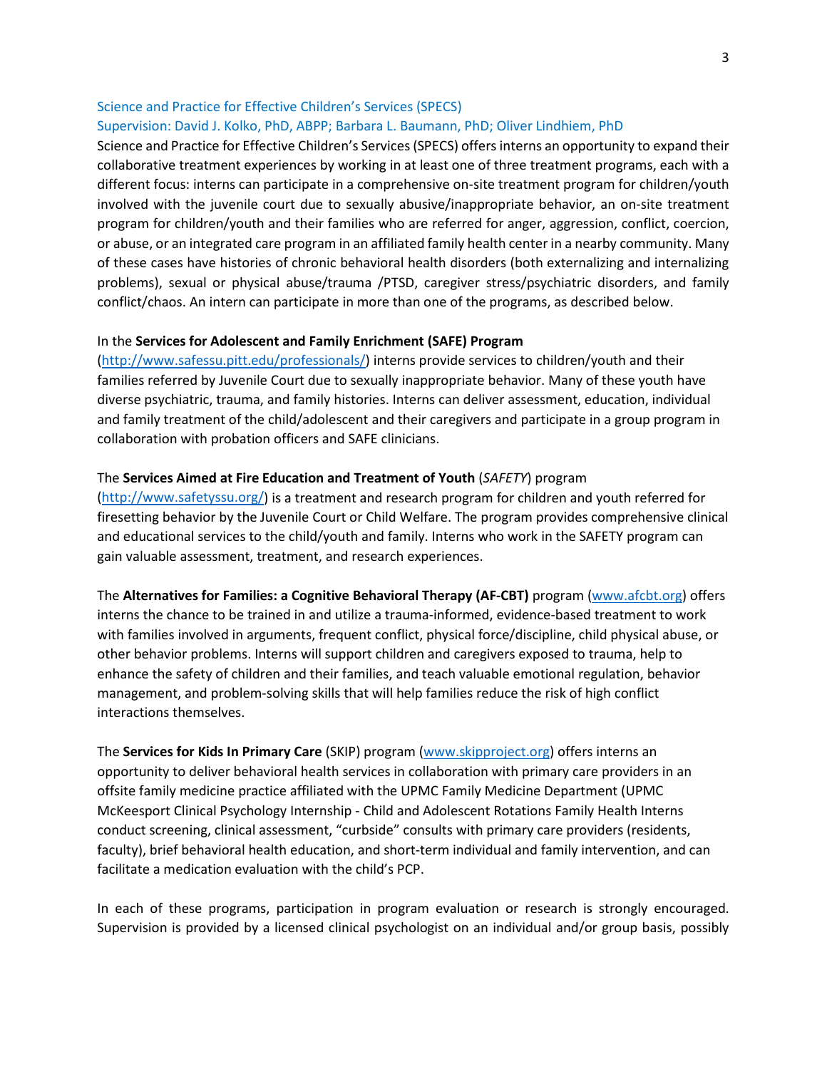### Science and Practice for Effective Children's Services (SPECS)

### Supervision: David J. Kolko, PhD, ABPP; Barbara L. Baumann, PhD; Oliver Lindhiem, PhD

Science and Practice for Effective Children's Services (SPECS) offers interns an opportunity to expand their collaborative treatment experiences by working in at least one of three treatment programs, each with a different focus: interns can participate in a comprehensive on-site treatment program for children/youth involved with the juvenile court due to sexually abusive/inappropriate behavior, an on-site treatment program for children/youth and their families who are referred for anger, aggression, conflict, coercion, or abuse, or an integrated care program in an affiliated family health center in a nearby community. Many of these cases have histories of chronic behavioral health disorders (both externalizing and internalizing problems), sexual or physical abuse/trauma /PTSD, caregiver stress/psychiatric disorders, and family conflict/chaos. An intern can participate in more than one of the programs, as described below.

In the **Services for Adolescent and Family Enrichment (SAFE) Program** ([http://www.safessu.pitt.edu/professionals/](http://www.safessu.pitt.edu/professionals/)) interns provide services to children/youth and their families referred by Juvenile Court due to sexually inappropriate behavior. Many of these youth have diverse psychiatric, trauma, and family histories. Interns can deliver assessment, education, individual and family treatment of the child/adolescent and their caregivers and participate in a group program in collaboration with probation officers and SAFE clinicians.

The **Services Aimed at Fire Education and Treatment of Youth** (*SAFETY*) program ([http://www.safetyssu.org/](http://www.safetyssu.org/)) is a treatment and research program for children and youth referred for firesetting behavior by the Juvenile Court or Child Welfare. The program provides comprehensive clinical and educational services to the child/youth and family. Interns who work in the SAFETY program can gain valuable assessment, treatment, and research experiences.

The **Alternatives for Families: a Cognitive Behavioral Therapy (AF-CBT)** program ([www.afcbt.org](www.afcbt.org)) offers interns the chance to be trained in and utilize a trauma-informed, evidence-based treatment to work with families involved in arguments, frequent conflict, physical force/discipline, child physical abuse, or other behavior problems. Interns will support children and caregivers exposed to trauma, help to enhance the safety of children and their families, and teach valuable emotional regulation, behavior management, and problem-solving skills that will help families reduce the risk of high conflict interactions themselves.

The **Services for Kids In Primary Care** (SKIP) program ([www.skipproject.org](www.skipproject.org)) offers interns an opportunity to deliver behavioral health services in collaboration with primary care providers in an offsite family medicine practice affiliated with the UPMC Family Medicine Department (UPMC McKeesport Clinical Psychology Internship - Child and Adolescent Rotations Family Health Interns conduct screening, clinical assessment, "curbside" consults with primary care providers (residents, faculty), brief behavioral health education, and short-term individual and family intervention, and can facilitate a medication evaluation with the child's PCP.

In each of these programs, participation in program evaluation or research is strongly encouraged. Supervision is provided by a licensed clinical psychologist on an individual and/or group basis, possibly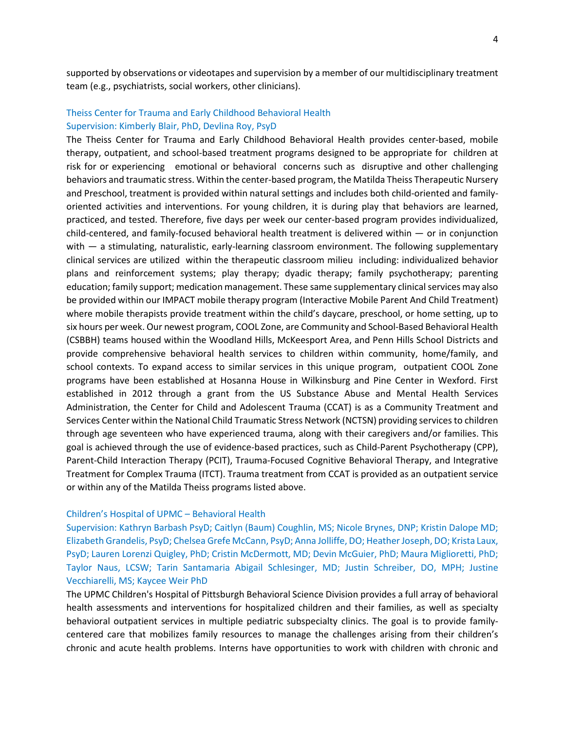supported by observations or videotapes and supervision by a member of our multidisciplinary treatment team (e.g., psychiatrists, social workers, other clinicians).

### Theiss Center for Trauma and Early Childhood Behavioral Health

Supervision: Kimberly Blair, PhD, Devlina Roy, PsyD

The Theiss Center for Trauma and Early Childhood Behavioral Health provides center-based, mobile therapy, outpatient, and school-based treatment programs designed to be appropriate for children at risk for or experiencing emotional or behavioral concerns such as disruptive and other challenging behaviors and traumatic stress. Within the center-based program, the Matilda Theiss Therapeutic Nursery and Preschool, treatment is provided within natural settings and includes both child-oriented and family-oriented activities and interventions. For young children, it is during play that behaviors are learned, practiced, and tested. Therefore, five days per week our center-based program provides individualized, child-centered, and family-focused behavioral health treatment is delivered within — or in conjunction with — a stimulating, naturalistic, early-learning classroom environment. The following supplementary clinical services are utilized within the therapeutic classroom milieu including: individualized behavior plans and reinforcement systems; play therapy; dyadic therapy; family psychotherapy; parenting education; family support; medication management. These same supplementary clinical services may also be provided within our IMPACT mobile therapy program (Interactive Mobile Parent And Child Treatment) where mobile therapists provide treatment within the child's daycare, preschool, or home setting, up to six hours per week. Our newest program, COOL Zone, are Community and School-Based Behavioral Health (CSBBH) teams housed within the Woodland Hills, McKeesport Area, and Penn Hills School Districts and provide comprehensive behavioral health services to children within community, home/family, and school contexts. To expand access to similar services in this unique program, outpatient COOL Zone programs have been established at Hosanna House in Wilkinsburg and Pine Center in Wexford. First established in 2012 through a grant from the US Substance Abuse and Mental Health Services Administration, the Center for Child and Adolescent Trauma (CCAT) is as a Community Treatment and Services Center within the National Child Traumatic Stress Network (NCTSN) providing services to children through age seventeen who have experienced trauma, along with their caregivers and/or families. This goal is achieved through the use of evidence-based practices, such as Child-Parent Psychotherapy (CPP), Parent-Child Interaction Therapy (PCIT), Trauma-Focused Cognitive Behavioral Therapy, and Integrative Treatment for Complex Trauma (ITCT). Trauma treatment from CCAT is provided as an outpatient service or within any of the Matilda Theiss programs listed above.

### Children's Hospital of UPMC – Behavioral Health

Supervision: Kathryn Barbash PsyD; Caitlyn (Baum) Coughlin, MS; Nicole Brynes, DNP; Kristin Dalope MD; Elizabeth Grandelis, PsyD; Chelsea Grefe McCann, PsyD; Anna Jolliffe, DO; Heather Joseph, DO; Krista Laux, PsyD; Lauren Lorenzi Quigley, PhD; Cristin McDermott, MD; Devin McGuier, PhD; Maura Miglioretti, PhD; Taylor Naus, LCSW; Tarin Santamaria Abigail Schlesinger, MD; Justin Schreiber, DO, MPH; Justine Vecchiarelli, MS; Kaycee Weir PhD

The UPMC Children's Hospital of Pittsburgh Behavioral Science Division provides a full array of behavioral health assessments and interventions for hospitalized children and their families, as well as specialty behavioral outpatient services in multiple pediatric subspecialty clinics. The goal is to provide family-centered care that mobilizes family resources to manage the challenges arising from their children's chronic and acute health problems. Interns have opportunities to work with children with chronic and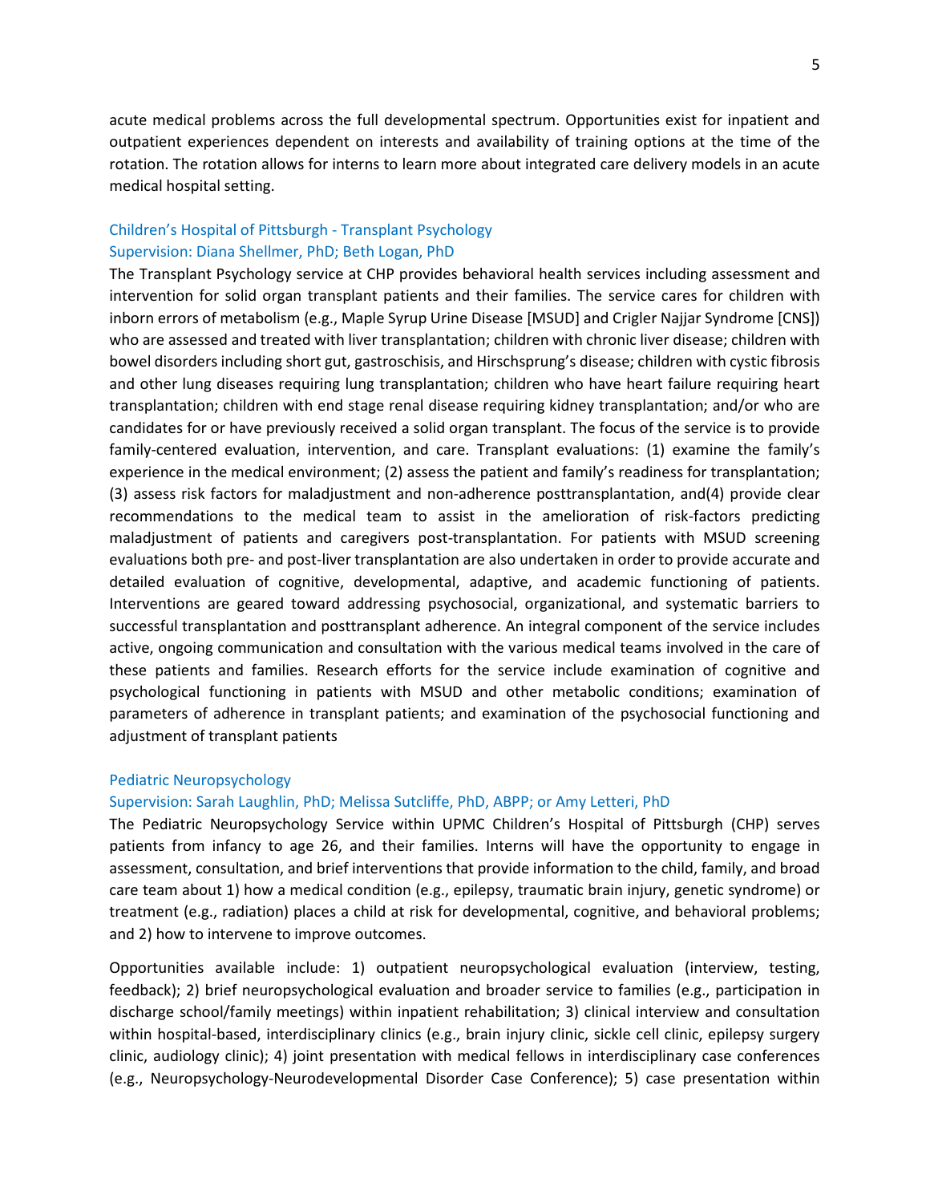acute medical problems across the full developmental spectrum. Opportunities exist for inpatient and outpatient experiences dependent on interests and availability of training options at the time of the rotation. The rotation allows for interns to learn more about integrated care delivery models in an acute medical hospital setting.

### Children's Hospital of Pittsburgh - Transplant Psychology
### Supervision: Diana Shellmer, PhD; Beth Logan, PhD

The Transplant Psychology service at CHP provides behavioral health services including assessment and intervention for solid organ transplant patients and their families. The service cares for children with inborn errors of metabolism (e.g., Maple Syrup Urine Disease [MSUD] and Crigler Najjar Syndrome [CNS]) who are assessed and treated with liver transplantation; children with chronic liver disease; children with bowel disorders including short gut, gastroschisis, and Hirschsprung's disease; children with cystic fibrosis and other lung diseases requiring lung transplantation; children who have heart failure requiring heart transplantation; children with end stage renal disease requiring kidney transplantation; and/or who are candidates for or have previously received a solid organ transplant. The focus of the service is to provide family-centered evaluation, intervention, and care. Transplant evaluations: (1) examine the family's experience in the medical environment; (2) assess the patient and family's readiness for transplantation; (3) assess risk factors for maladjustment and non-adherence posttransplantation, and(4) provide clear recommendations to the medical team to assist in the amelioration of risk-factors predicting maladjustment of patients and caregivers post-transplantation. For patients with MSUD screening evaluations both pre- and post-liver transplantation are also undertaken in order to provide accurate and detailed evaluation of cognitive, developmental, adaptive, and academic functioning of patients. Interventions are geared toward addressing psychosocial, organizational, and systematic barriers to successful transplantation and posttransplant adherence. An integral component of the service includes active, ongoing communication and consultation with the various medical teams involved in the care of these patients and families. Research efforts for the service include examination of cognitive and psychological functioning in patients with MSUD and other metabolic conditions; examination of parameters of adherence in transplant patients; and examination of the psychosocial functioning and adjustment of transplant patients

### Pediatric Neuropsychology
### Supervision: Sarah Laughlin, PhD; Melissa Sutcliffe, PhD, ABPP; or Amy Letteri, PhD

The Pediatric Neuropsychology Service within UPMC Children's Hospital of Pittsburgh (CHP) serves patients from infancy to age 26, and their families. Interns will have the opportunity to engage in assessment, consultation, and brief interventions that provide information to the child, family, and broad care team about 1) how a medical condition (e.g., epilepsy, traumatic brain injury, genetic syndrome) or treatment (e.g., radiation) places a child at risk for developmental, cognitive, and behavioral problems; and 2) how to intervene to improve outcomes.

Opportunities available include: 1) outpatient neuropsychological evaluation (interview, testing, feedback); 2) brief neuropsychological evaluation and broader service to families (e.g., participation in discharge school/family meetings) within inpatient rehabilitation; 3) clinical interview and consultation within hospital-based, interdisciplinary clinics (e.g., brain injury clinic, sickle cell clinic, epilepsy surgery clinic, audiology clinic); 4) joint presentation with medical fellows in interdisciplinary case conferences (e.g., Neuropsychology-Neurodevelopmental Disorder Case Conference); 5) case presentation within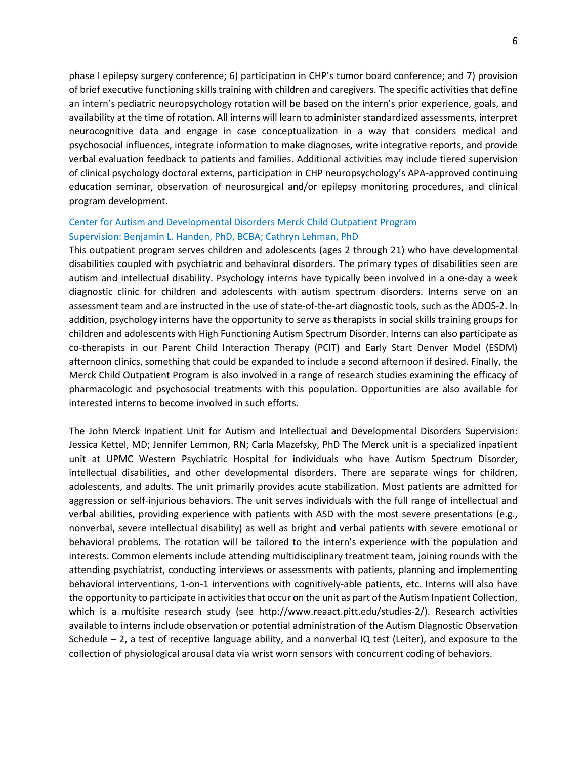phase I epilepsy surgery conference; 6) participation in CHP's tumor board conference; and 7) provision of brief executive functioning skills training with children and caregivers. The specific activities that define an intern's pediatric neuropsychology rotation will be based on the intern's prior experience, goals, and availability at the time of rotation. All interns will learn to administer standardized assessments, interpret neurocognitive data and engage in case conceptualization in a way that considers medical and psychosocial influences, integrate information to make diagnoses, write integrative reports, and provide verbal evaluation feedback to patients and families. Additional activities may include tiered supervision of clinical psychology doctoral externs, participation in CHP neuropsychology's APA-approved continuing education seminar, observation of neurosurgical and/or epilepsy monitoring procedures, and clinical program development.

### Center for Autism and Developmental Disorders Merck Child Outpatient Program
### Supervision: Benjamin L. Handen, PhD, BCBA; Cathryn Lehman, PhD

This outpatient program serves children and adolescents (ages 2 through 21) who have developmental disabilities coupled with psychiatric and behavioral disorders. The primary types of disabilities seen are autism and intellectual disability. Psychology interns have typically been involved in a one-day a week diagnostic clinic for children and adolescents with autism spectrum disorders. Interns serve on an assessment team and are instructed in the use of state-of-the-art diagnostic tools, such as the ADOS-2. In addition, psychology interns have the opportunity to serve as therapists in social skills training groups for children and adolescents with High Functioning Autism Spectrum Disorder. Interns can also participate as co-therapists in our Parent Child Interaction Therapy (PCIT) and Early Start Denver Model (ESDM) afternoon clinics, something that could be expanded to include a second afternoon if desired. Finally, the Merck Child Outpatient Program is also involved in a range of research studies examining the efficacy of pharmacologic and psychosocial treatments with this population. Opportunities are also available for interested interns to become involved in such efforts.

The John Merck Inpatient Unit for Autism and Intellectual and Developmental Disorders Supervision: Jessica Kettel, MD; Jennifer Lemmon, RN; Carla Mazefsky, PhD The Merck unit is a specialized inpatient unit at UPMC Western Psychiatric Hospital for individuals who have Autism Spectrum Disorder, intellectual disabilities, and other developmental disorders. There are separate wings for children, adolescents, and adults. The unit primarily provides acute stabilization. Most patients are admitted for aggression or self-injurious behaviors. The unit serves individuals with the full range of intellectual and verbal abilities, providing experience with patients with ASD with the most severe presentations (e.g., nonverbal, severe intellectual disability) as well as bright and verbal patients with severe emotional or behavioral problems. The rotation will be tailored to the intern's experience with the population and interests. Common elements include attending multidisciplinary treatment team, joining rounds with the attending psychiatrist, conducting interviews or assessments with patients, planning and implementing behavioral interventions, 1-on-1 interventions with cognitively-able patients, etc. Interns will also have the opportunity to participate in activities that occur on the unit as part of the Autism Inpatient Collection, which is a multisite research study (see http://www.reaact.pitt.edu/studies-2/). Research activities available to interns include observation or potential administration of the Autism Diagnostic Observation Schedule – 2, a test of receptive language ability, and a nonverbal IQ test (Leiter), and exposure to the collection of physiological arousal data via wrist worn sensors with concurrent coding of behaviors.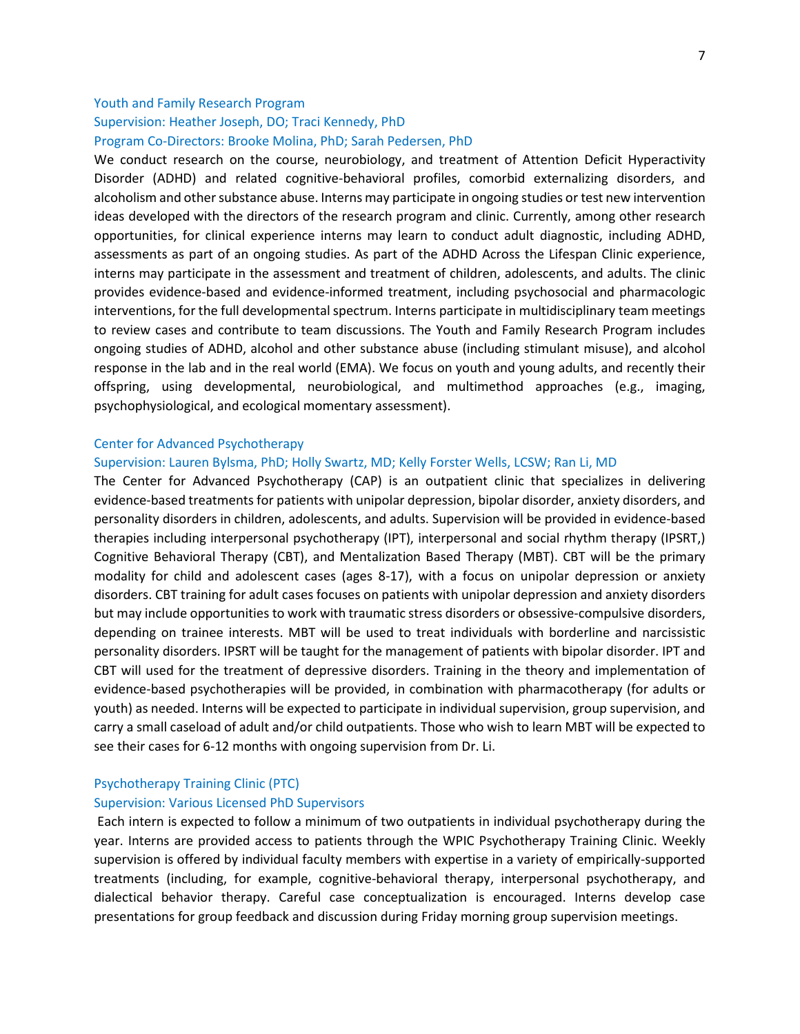### Youth and Family Research Program

### Supervision: Heather Joseph, DO; Traci Kennedy, PhD

### Program Co-Directors: Brooke Molina, PhD; Sarah Pedersen, PhD

We conduct research on the course, neurobiology, and treatment of Attention Deficit Hyperactivity Disorder (ADHD) and related cognitive-behavioral profiles, comorbid externalizing disorders, and alcoholism and other substance abuse. Interns may participate in ongoing studies or test new intervention ideas developed with the directors of the research program and clinic. Currently, among other research opportunities, for clinical experience interns may learn to conduct adult diagnostic, including ADHD, assessments as part of an ongoing studies. As part of the ADHD Across the Lifespan Clinic experience, interns may participate in the assessment and treatment of children, adolescents, and adults. The clinic provides evidence-based and evidence-informed treatment, including psychosocial and pharmacologic interventions, for the full developmental spectrum. Interns participate in multidisciplinary team meetings to review cases and contribute to team discussions. The Youth and Family Research Program includes ongoing studies of ADHD, alcohol and other substance abuse (including stimulant misuse), and alcohol response in the lab and in the real world (EMA). We focus on youth and young adults, and recently their offspring, using developmental, neurobiological, and multimethod approaches (e.g., imaging, psychophysiological, and ecological momentary assessment).

### Center for Advanced Psychotherapy

### Supervision: Lauren Bylsma, PhD; Holly Swartz, MD; Kelly Forster Wells, LCSW; Ran Li, MD

The Center for Advanced Psychotherapy (CAP) is an outpatient clinic that specializes in delivering evidence-based treatments for patients with unipolar depression, bipolar disorder, anxiety disorders, and personality disorders in children, adolescents, and adults. Supervision will be provided in evidence-based therapies including interpersonal psychotherapy (IPT), interpersonal and social rhythm therapy (IPSRT,) Cognitive Behavioral Therapy (CBT), and Mentalization Based Therapy (MBT). CBT will be the primary modality for child and adolescent cases (ages 8-17), with a focus on unipolar depression or anxiety disorders. CBT training for adult cases focuses on patients with unipolar depression and anxiety disorders but may include opportunities to work with traumatic stress disorders or obsessive-compulsive disorders, depending on trainee interests. MBT will be used to treat individuals with borderline and narcissistic personality disorders. IPSRT will be taught for the management of patients with bipolar disorder. IPT and CBT will used for the treatment of depressive disorders. Training in the theory and implementation of evidence-based psychotherapies will be provided, in combination with pharmacotherapy (for adults or youth) as needed. Interns will be expected to participate in individual supervision, group supervision, and carry a small caseload of adult and/or child outpatients. Those who wish to learn MBT will be expected to see their cases for 6-12 months with ongoing supervision from Dr. Li.

### Psychotherapy Training Clinic (PTC)

### Supervision: Various Licensed PhD Supervisors

Each intern is expected to follow a minimum of two outpatients in individual psychotherapy during the year. Interns are provided access to patients through the WPIC Psychotherapy Training Clinic. Weekly supervision is offered by individual faculty members with expertise in a variety of empirically-supported treatments (including, for example, cognitive-behavioral therapy, interpersonal psychotherapy, and dialectical behavior therapy. Careful case conceptualization is encouraged. Interns develop case presentations for group feedback and discussion during Friday morning group supervision meetings.